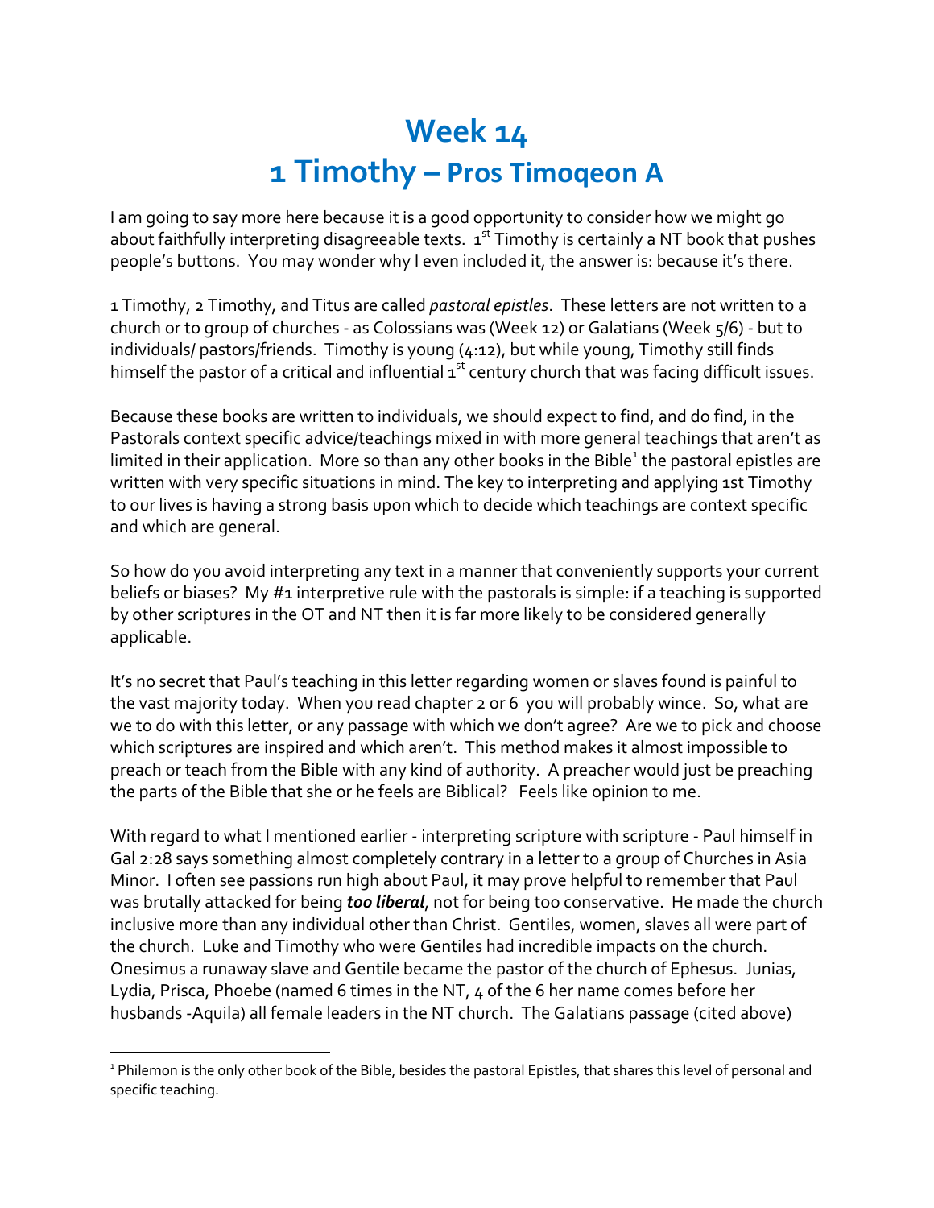# Week 14
# 1 Timothy – Pros Timoqeon A

I am going to say more here because it is a good opportunity to consider how we might go about faithfully interpreting disagreeable texts. 1st Timothy is certainly a NT book that pushes people's buttons. You may wonder why I even included it, the answer is: because it's there.

1 Timothy, 2 Timothy, and Titus are called *pastoral epistles*. These letters are not written to a church or to group of churches - as Colossians was (Week 12) or Galatians (Week 5/6) - but to individuals/ pastors/friends. Timothy is young (4:12), but while young, Timothy still finds himself the pastor of a critical and influential 1st century church that was facing difficult issues.

Because these books are written to individuals, we should expect to find, and do find, in the Pastorals context specific advice/teachings mixed in with more general teachings that aren't as limited in their application. More so than any other books in the Bible[1] the pastoral epistles are written with very specific situations in mind. The key to interpreting and applying 1st Timothy to our lives is having a strong basis upon which to decide which teachings are context specific and which are general.

So how do you avoid interpreting any text in a manner that conveniently supports your current beliefs or biases? My #1 interpretive rule with the pastorals is simple: if a teaching is supported by other scriptures in the OT and NT then it is far more likely to be considered generally applicable.

It's no secret that Paul's teaching in this letter regarding women or slaves found is painful to the vast majority today. When you read chapter 2 or 6 you will probably wince. So, what are we to do with this letter, or any passage with which we don't agree? Are we to pick and choose which scriptures are inspired and which aren't. This method makes it almost impossible to preach or teach from the Bible with any kind of authority. A preacher would just be preaching the parts of the Bible that she or he feels are Biblical? Feels like opinion to me.

With regard to what I mentioned earlier - interpreting scripture with scripture - Paul himself in Gal 2:28 says something almost completely contrary in a letter to a group of Churches in Asia Minor. I often see passions run high about Paul, it may prove helpful to remember that Paul was brutally attacked for being ***too liberal***, not for being too conservative. He made the church inclusive more than any individual other than Christ. Gentiles, women, slaves all were part of the church. Luke and Timothy who were Gentiles had incredible impacts on the church. Onesimus a runaway slave and Gentile became the pastor of the church of Ephesus. Junias, Lydia, Prisca, Phoebe (named 6 times in the NT, 4 of the 6 her name comes before her husbands -Aquila) all female leaders in the NT church. The Galatians passage (cited above)

[1] Philemon is the only other book of the Bible, besides the pastoral Epistles, that shares this level of personal and specific teaching.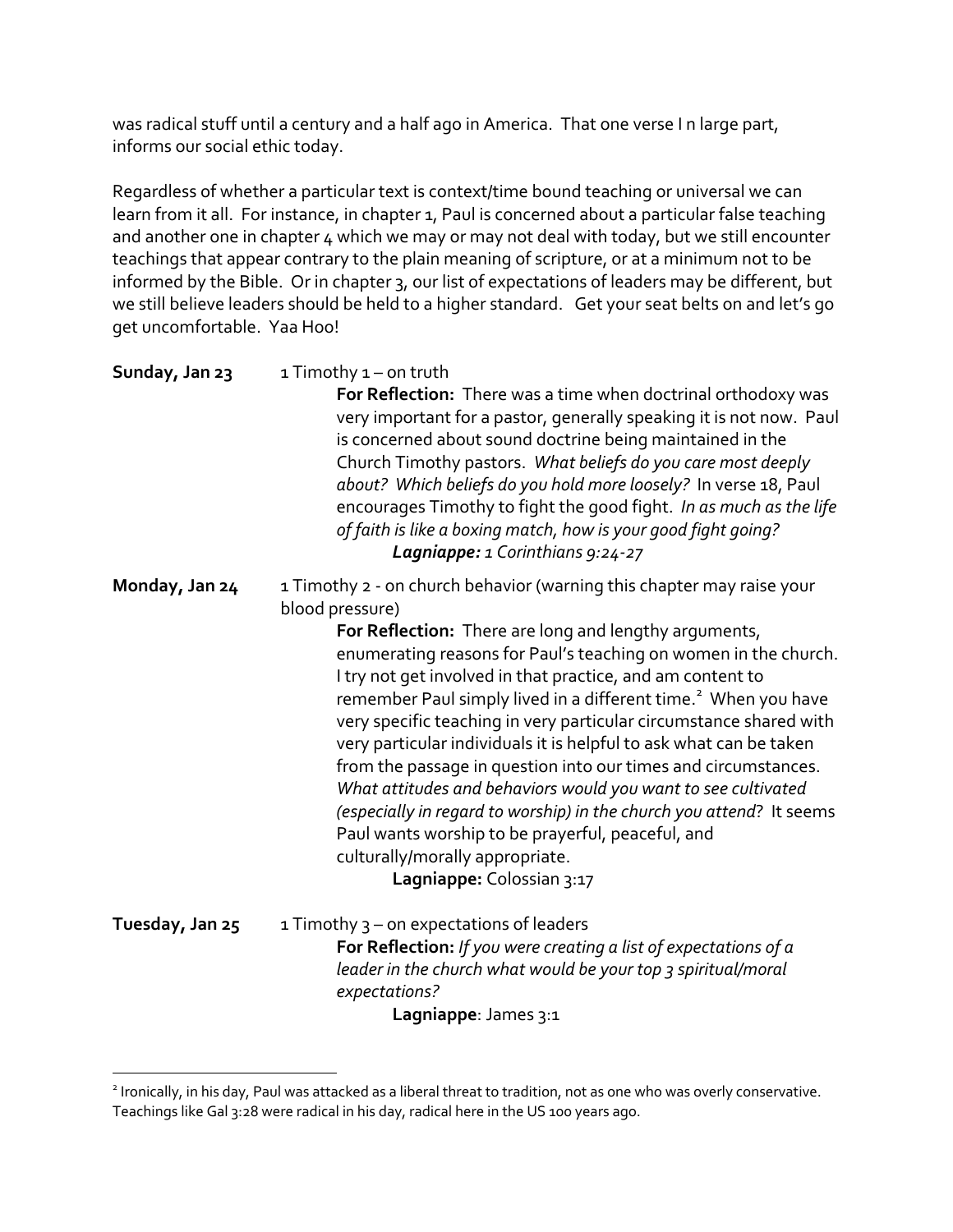was radical stuff until a century and a half ago in America. That one verse I n large part, informs our social ethic today.

Regardless of whether a particular text is context/time bound teaching or universal we can learn from it all. For instance, in chapter 1, Paul is concerned about a particular false teaching and another one in chapter 4 which we may or may not deal with today, but we still encounter teachings that appear contrary to the plain meaning of scripture, or at a minimum not to be informed by the Bible. Or in chapter 3, our list of expectations of leaders may be different, but we still believe leaders should be held to a higher standard. Get your seat belts on and let's go get uncomfortable. Yaa Hoo!

**Sunday, Jan 23** 1 Timothy 1 – on truth

**For Reflection:** There was a time when doctrinal orthodoxy was very important for a pastor, generally speaking it is not now. Paul is concerned about sound doctrine being maintained in the Church Timothy pastors. *What beliefs do you care most deeply about? Which beliefs do you hold more loosely?* In verse 18, Paul encourages Timothy to fight the good fight. *In as much as the life of faith is like a boxing match, how is your good fight going?*

***Lagniappe:** 1 Corinthians 9:24-27*

**Monday, Jan 24** 1 Timothy 2 - on church behavior (warning this chapter may raise your blood pressure)

**For Reflection:** There are long and lengthy arguments, enumerating reasons for Paul's teaching on women in the church. I try not get involved in that practice, and am content to remember Paul simply lived in a different time.[2] When you have very specific teaching in very particular circumstance shared with very particular individuals it is helpful to ask what can be taken from the passage in question into our times and circumstances. *What attitudes and behaviors would you want to see cultivated (especially in regard to worship) in the church you attend*? It seems Paul wants worship to be prayerful, peaceful, and culturally/morally appropriate.

**Lagniappe:** Colossian 3:17

**Tuesday, Jan 25** 1 Timothy 3 – on expectations of leaders

**For Reflection:** *If you were creating a list of expectations of a leader in the church what would be your top 3 spiritual/moral expectations?*

**Lagniappe**: James 3:1

---

[2] Ironically, in his day, Paul was attacked as a liberal threat to tradition, not as one who was overly conservative. Teachings like Gal 3:28 were radical in his day, radical here in the US 100 years ago.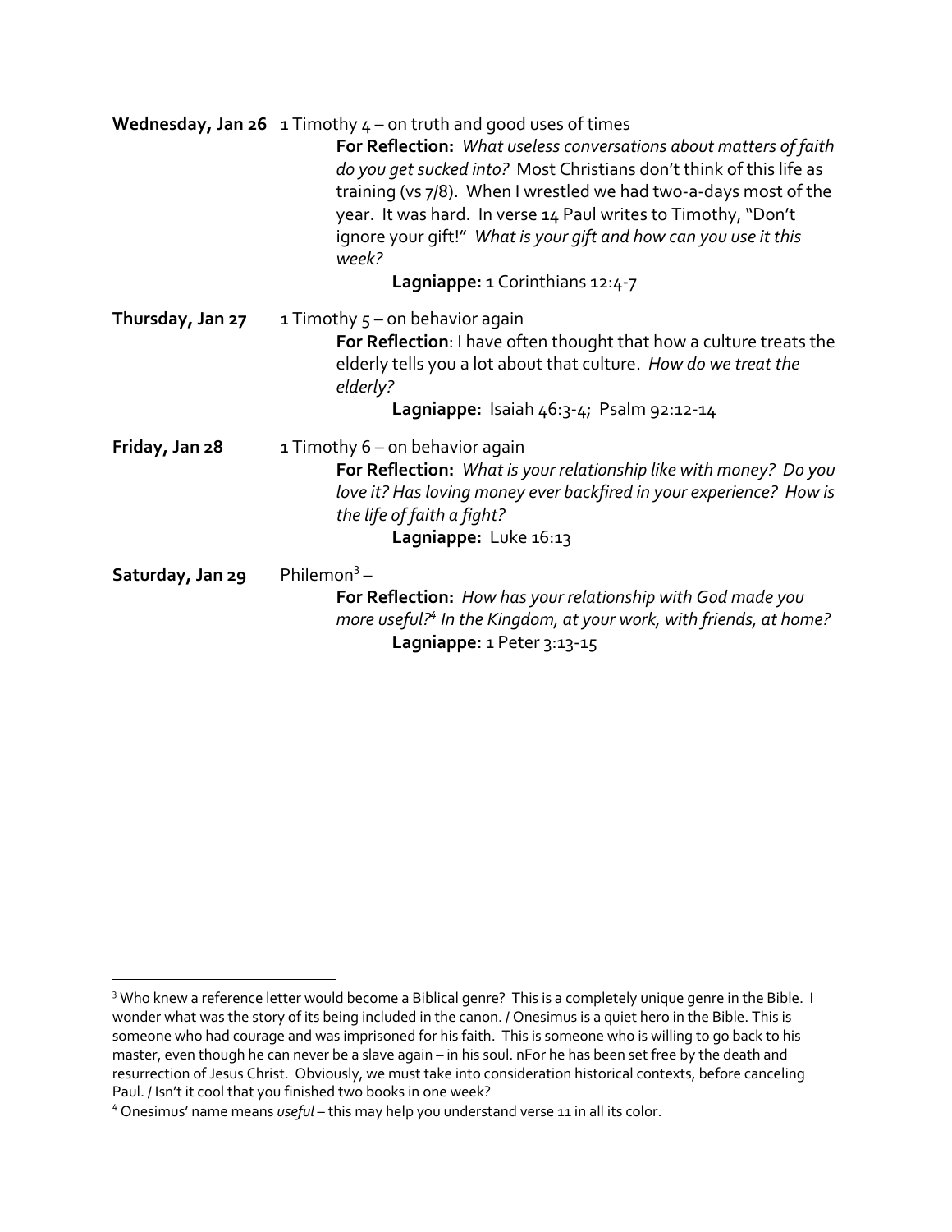**Wednesday, Jan 26** 1 Timothy 4 – on truth and good uses of times

**For Reflection:** *What useless conversations about matters of faith do you get sucked into?* Most Christians don't think of this life as training (vs 7/8). When I wrestled we had two-a-days most of the year. It was hard. In verse 14 Paul writes to Timothy, "Don't ignore your gift!" *What is your gift and how can you use it this week?*

**Lagniappe:** 1 Corinthians 12:4-7

**Thursday, Jan 27** 1 Timothy 5 – on behavior again

**For Reflection**: I have often thought that how a culture treats the elderly tells you a lot about that culture. *How do we treat the elderly?*

**Lagniappe:** Isaiah 46:3-4; Psalm 92:12-14

**Friday, Jan 28** 1 Timothy 6 – on behavior again

**For Reflection:** *What is your relationship like with money? Do you love it? Has loving money ever backfired in your experience? How is the life of faith a fight?*

**Lagniappe:** Luke 16:13

**Saturday, Jan 29** Philemon[3] –

**For Reflection:** *How has your relationship with God made you more useful?[4] In the Kingdom, at your work, with friends, at home?*

**Lagniappe:** 1 Peter 3:13-15

---

[3] Who knew a reference letter would become a Biblical genre? This is a completely unique genre in the Bible. I wonder what was the story of its being included in the canon. / Onesimus is a quiet hero in the Bible. This is someone who had courage and was imprisoned for his faith. This is someone who is willing to go back to his master, even though he can never be a slave again – in his soul. nFor he has been set free by the death and resurrection of Jesus Christ. Obviously, we must take into consideration historical contexts, before canceling Paul. / Isn't it cool that you finished two books in one week?

[4] Onesimus' name means *useful* – this may help you understand verse 11 in all its color.